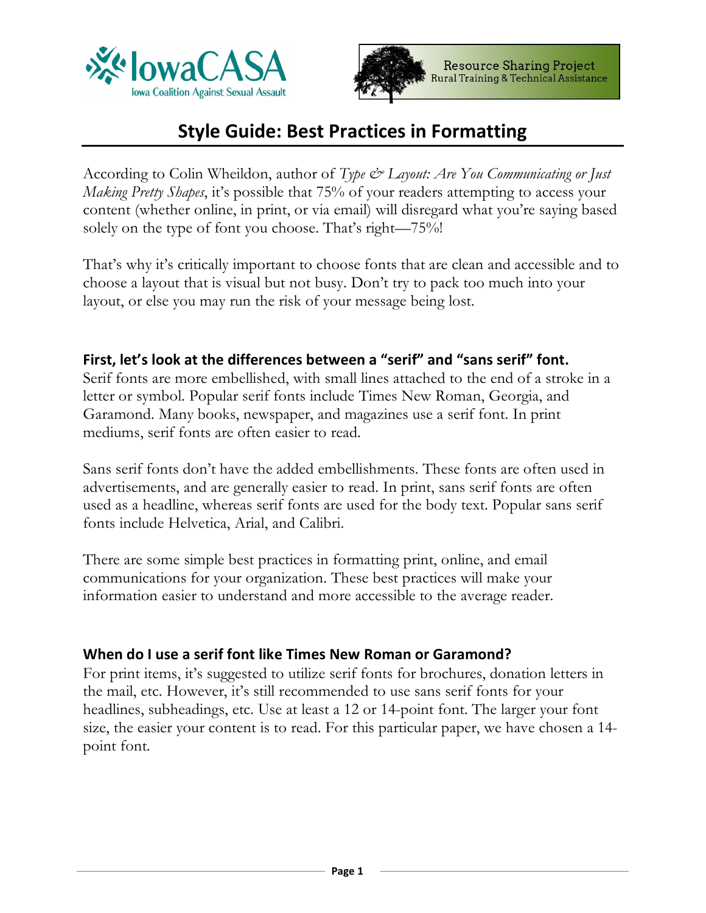IowaCASA
Iowa Coalition Against Sexual Assault

Resource Sharing Project
Rural Training & Technical Assistance

# Style Guide: Best Practices in Formatting

According to Colin Wheildon, author of *Type & Layout: Are You Communicating or Just Making Pretty Shapes*, it's possible that 75% of your readers attempting to access your content (whether online, in print, or via email) will disregard what you're saying based solely on the type of font you choose. That's right—75%!

That's why it's critically important to choose fonts that are clean and accessible and to choose a layout that is visual but not busy. Don't try to pack too much into your layout, or else you may run the risk of your message being lost.

### First, let's look at the differences between a "serif" and "sans serif" font.

Serif fonts are more embellished, with small lines attached to the end of a stroke in a letter or symbol. Popular serif fonts include Times New Roman, Georgia, and Garamond. Many books, newspaper, and magazines use a serif font. In print mediums, serif fonts are often easier to read.

Sans serif fonts don't have the added embellishments. These fonts are often used in advertisements, and are generally easier to read. In print, sans serif fonts are often used as a headline, whereas serif fonts are used for the body text. Popular sans serif fonts include Helvetica, Arial, and Calibri.

There are some simple best practices in formatting print, online, and email communications for your organization. These best practices will make your information easier to understand and more accessible to the average reader.

### When do I use a serif font like Times New Roman or Garamond?

For print items, it's suggested to utilize serif fonts for brochures, donation letters in the mail, etc. However, it's still recommended to use sans serif fonts for your headlines, subheadings, etc. Use at least a 12 or 14-point font. The larger your font size, the easier your content is to read. For this particular paper, we have chosen a 14-point font.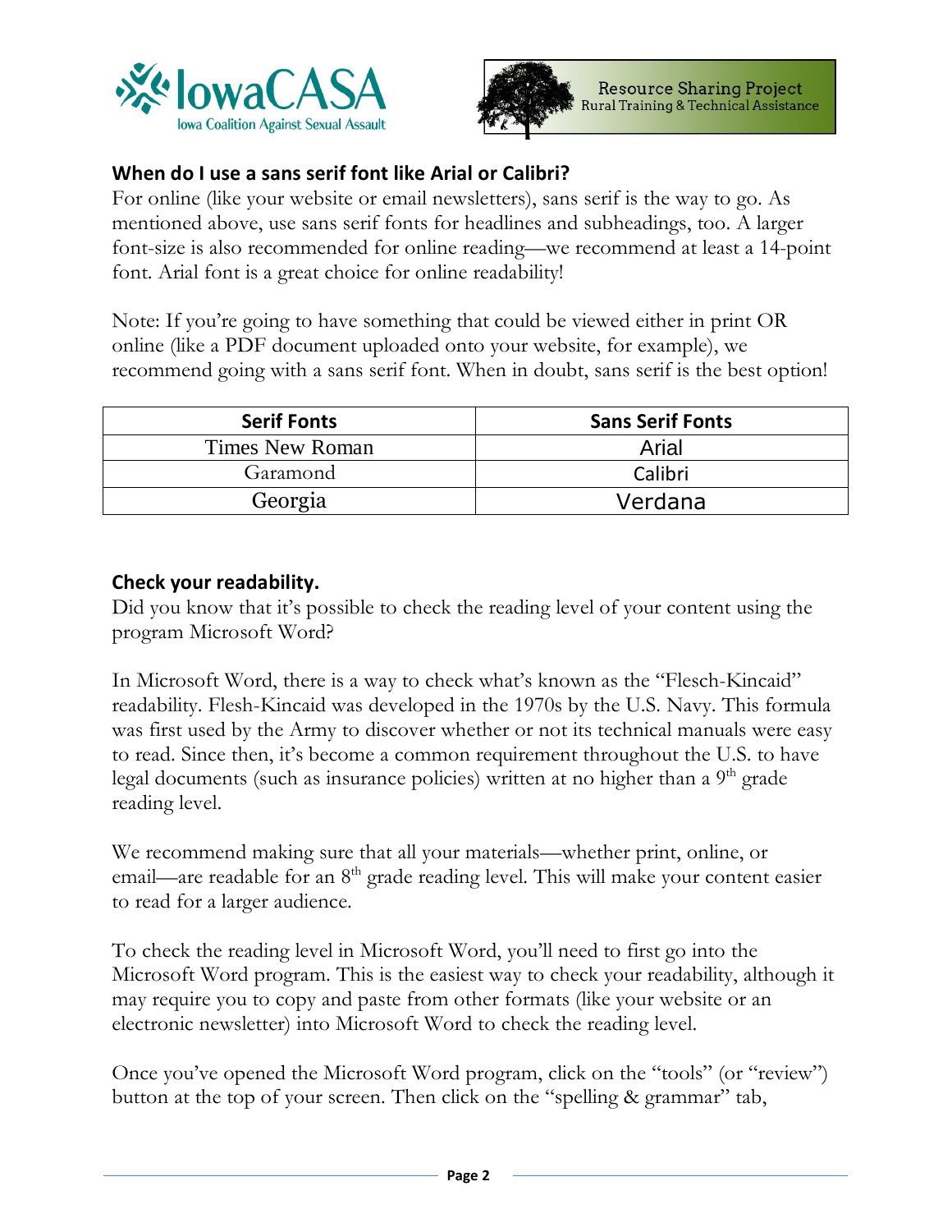### When do I use a sans serif font like Arial or Calibri?

For online (like your website or email newsletters), sans serif is the way to go. As mentioned above, use sans serif fonts for headlines and subheadings, too. A larger font-size is also recommended for online reading—we recommend at least a 14-point font. Arial font is a great choice for online readability!

Note: If you're going to have something that could be viewed either in print OR online (like a PDF document uploaded onto your website, for example), we recommend going with a sans serif font. When in doubt, sans serif is the best option!

| Serif Fonts | Sans Serif Fonts |
| --- | --- |
| Times New Roman | Arial |
| Garamond | Calibri |
| Georgia | Verdana |

### Check your readability.

Did you know that it's possible to check the reading level of your content using the program Microsoft Word?

In Microsoft Word, there is a way to check what's known as the "Flesch-Kincaid" readability. Flesh-Kincaid was developed in the 1970s by the U.S. Navy. This formula was first used by the Army to discover whether or not its technical manuals were easy to read. Since then, it's become a common requirement throughout the U.S. to have legal documents (such as insurance policies) written at no higher than a 9th grade reading level.

We recommend making sure that all your materials—whether print, online, or email—are readable for an 8th grade reading level. This will make your content easier to read for a larger audience.

To check the reading level in Microsoft Word, you'll need to first go into the Microsoft Word program. This is the easiest way to check your readability, although it may require you to copy and paste from other formats (like your website or an electronic newsletter) into Microsoft Word to check the reading level.

Once you've opened the Microsoft Word program, click on the "tools" (or "review") button at the top of your screen. Then click on the "spelling & grammar" tab,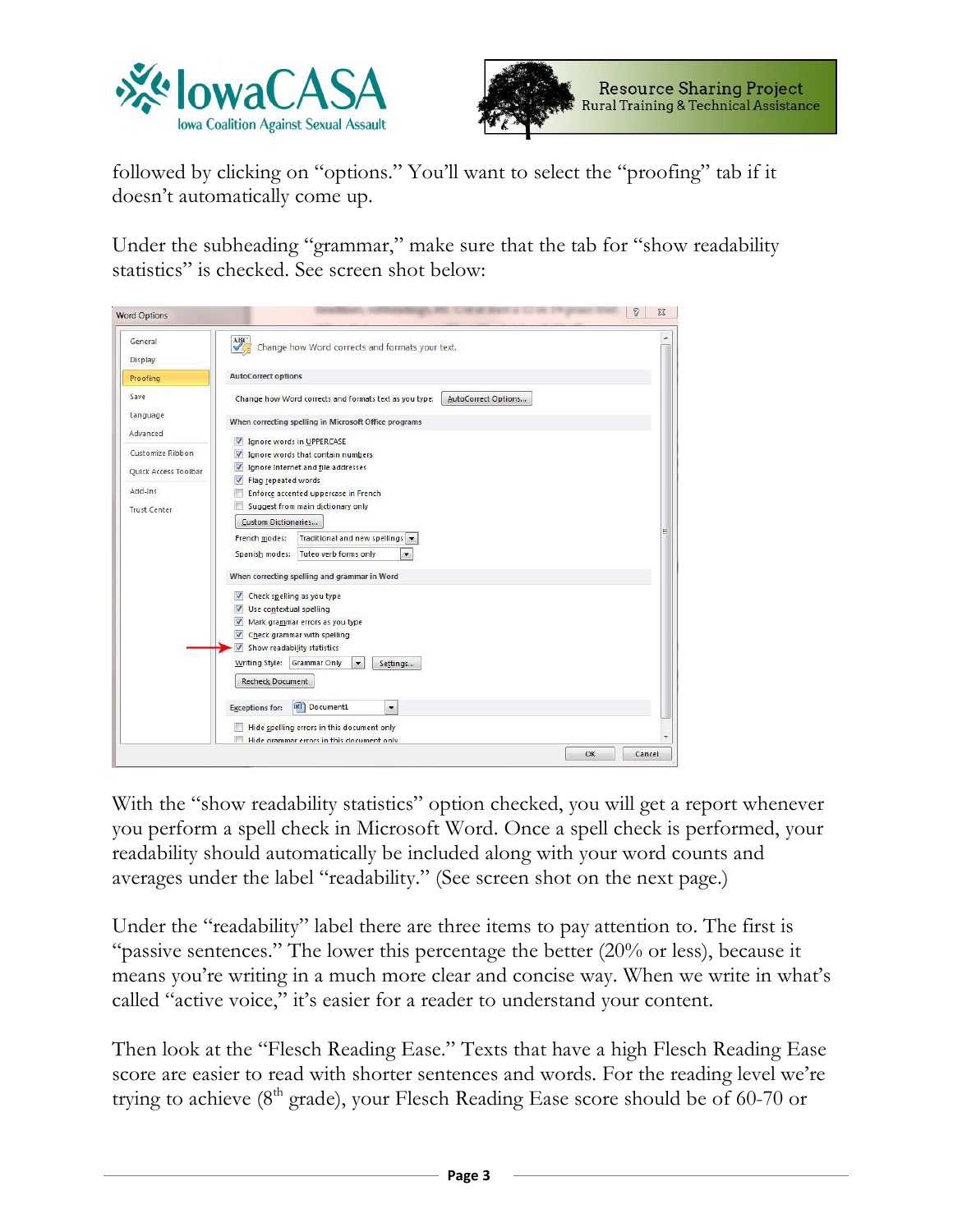followed by clicking on "options." You'll want to select the "proofing" tab if it doesn't automatically come up.

Under the subheading "grammar," make sure that the tab for "show readability statistics" is checked. See screen shot below:

With the "show readability statistics" option checked, you will get a report whenever you perform a spell check in Microsoft Word. Once a spell check is performed, your readability should automatically be included along with your word counts and averages under the label "readability." (See screen shot on the next page.)

Under the "readability" label there are three items to pay attention to. The first is "passive sentences." The lower this percentage the better (20% or less), because it means you're writing in a much more clear and concise way. When we write in what's called "active voice," it's easier for a reader to understand your content.

Then look at the "Flesch Reading Ease." Texts that have a high Flesch Reading Ease score are easier to read with shorter sentences and words. For the reading level we're trying to achieve (8th grade), your Flesch Reading Ease score should be of 60-70 or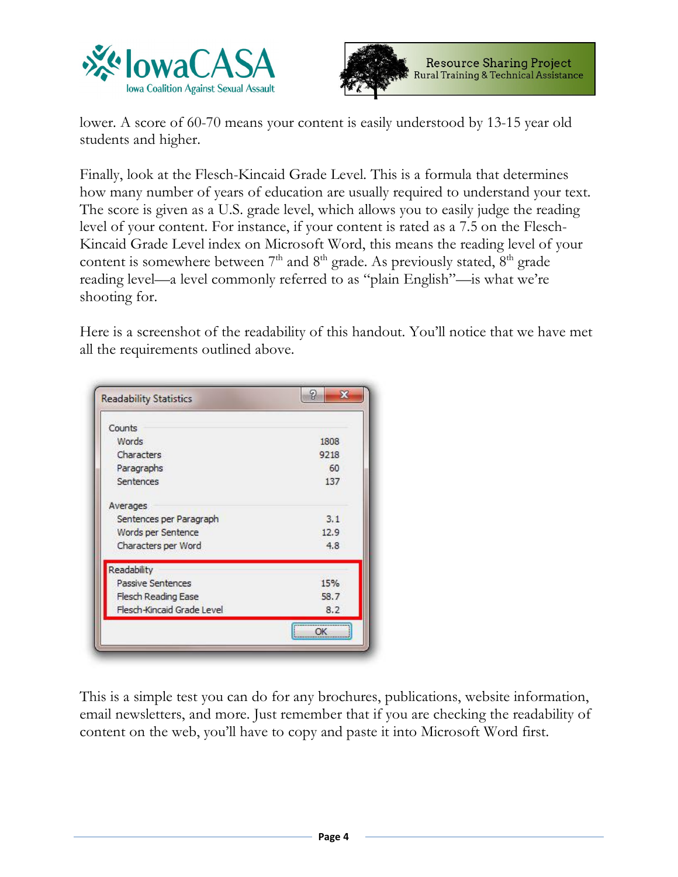lower. A score of 60-70 means your content is easily understood by 13-15 year old students and higher.

Finally, look at the Flesch-Kincaid Grade Level. This is a formula that determines how many number of years of education are usually required to understand your text. The score is given as a U.S. grade level, which allows you to easily judge the reading level of your content. For instance, if your content is rated as a 7.5 on the Flesch-Kincaid Grade Level index on Microsoft Word, this means the reading level of your content is somewhere between 7th and 8th grade. As previously stated, 8th grade reading level—a level commonly referred to as "plain English"—is what we're shooting for.

Here is a screenshot of the readability of this handout. You'll notice that we have met all the requirements outlined above.

| Readability Statistics | |
|---|---|
| **Counts** | |
| Words | 1808 |
| Characters | 9218 |
| Paragraphs | 60 |
| Sentences | 137 |
| **Averages** | |
| Sentences per Paragraph | 3.1 |
| Words per Sentence | 12.9 |
| Characters per Word | 4.8 |
| **Readability** | |
| Passive Sentences | 15% |
| Flesch Reading Ease | 58.7 |
| Flesch-Kincaid Grade Level | 8.2 |

This is a simple test you can do for any brochures, publications, website information, email newsletters, and more. Just remember that if you are checking the readability of content on the web, you'll have to copy and paste it into Microsoft Word first.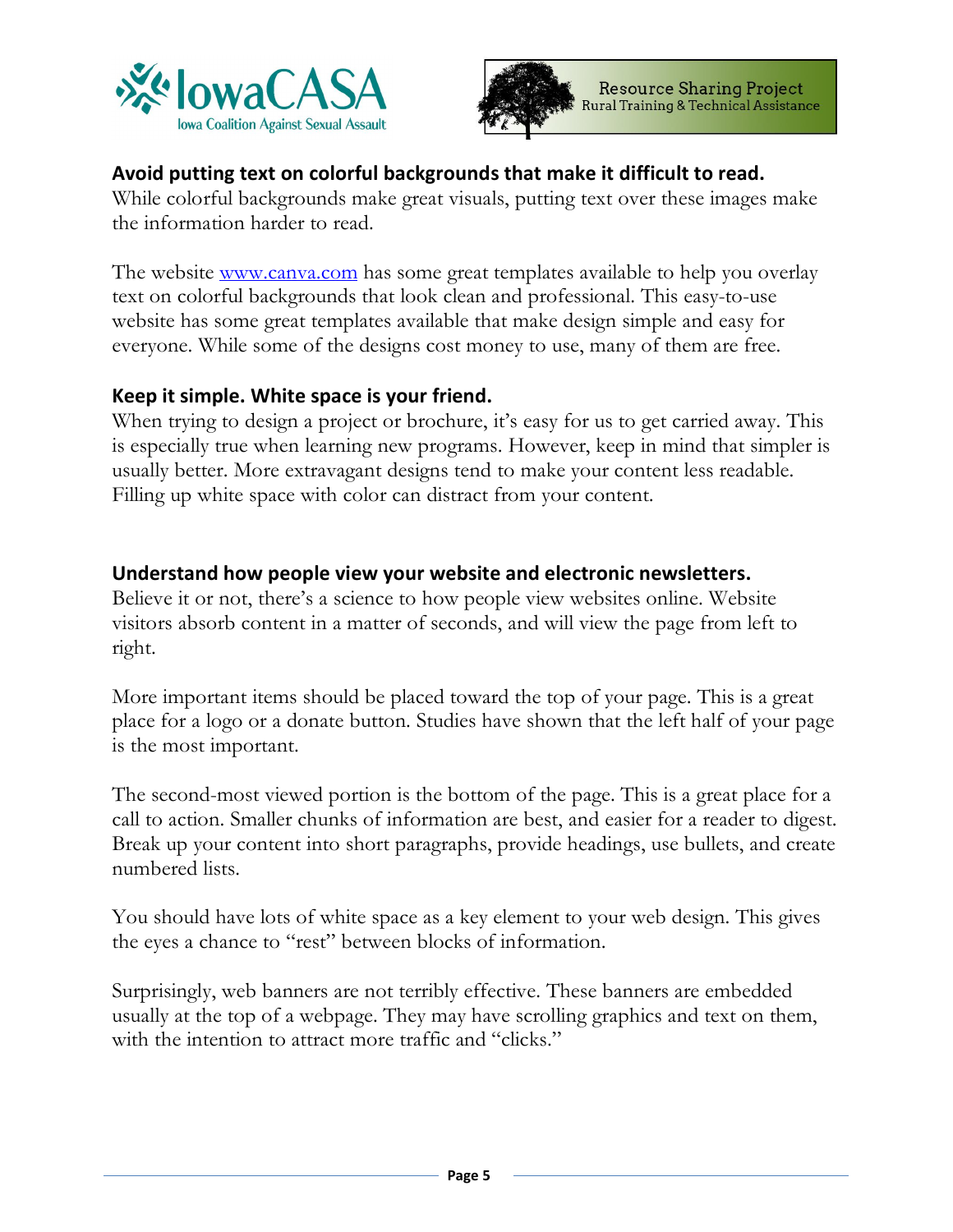**Avoid putting text on colorful backgrounds that make it difficult to read.**

While colorful backgrounds make great visuals, putting text over these images make the information harder to read.

The website [www.canva.com](http://www.canva.com) has some great templates available to help you overlay text on colorful backgrounds that look clean and professional. This easy-to-use website has some great templates available that make design simple and easy for everyone. While some of the designs cost money to use, many of them are free.

**Keep it simple. White space is your friend.**

When trying to design a project or brochure, it's easy for us to get carried away. This is especially true when learning new programs. However, keep in mind that simpler is usually better. More extravagant designs tend to make your content less readable. Filling up white space with color can distract from your content.

**Understand how people view your website and electronic newsletters.**

Believe it or not, there's a science to how people view websites online. Website visitors absorb content in a matter of seconds, and will view the page from left to right.

More important items should be placed toward the top of your page. This is a great place for a logo or a donate button. Studies have shown that the left half of your page is the most important.

The second-most viewed portion is the bottom of the page. This is a great place for a call to action. Smaller chunks of information are best, and easier for a reader to digest. Break up your content into short paragraphs, provide headings, use bullets, and create numbered lists.

You should have lots of white space as a key element to your web design. This gives the eyes a chance to "rest" between blocks of information.

Surprisingly, web banners are not terribly effective. These banners are embedded usually at the top of a webpage. They may have scrolling graphics and text on them, with the intention to attract more traffic and "clicks."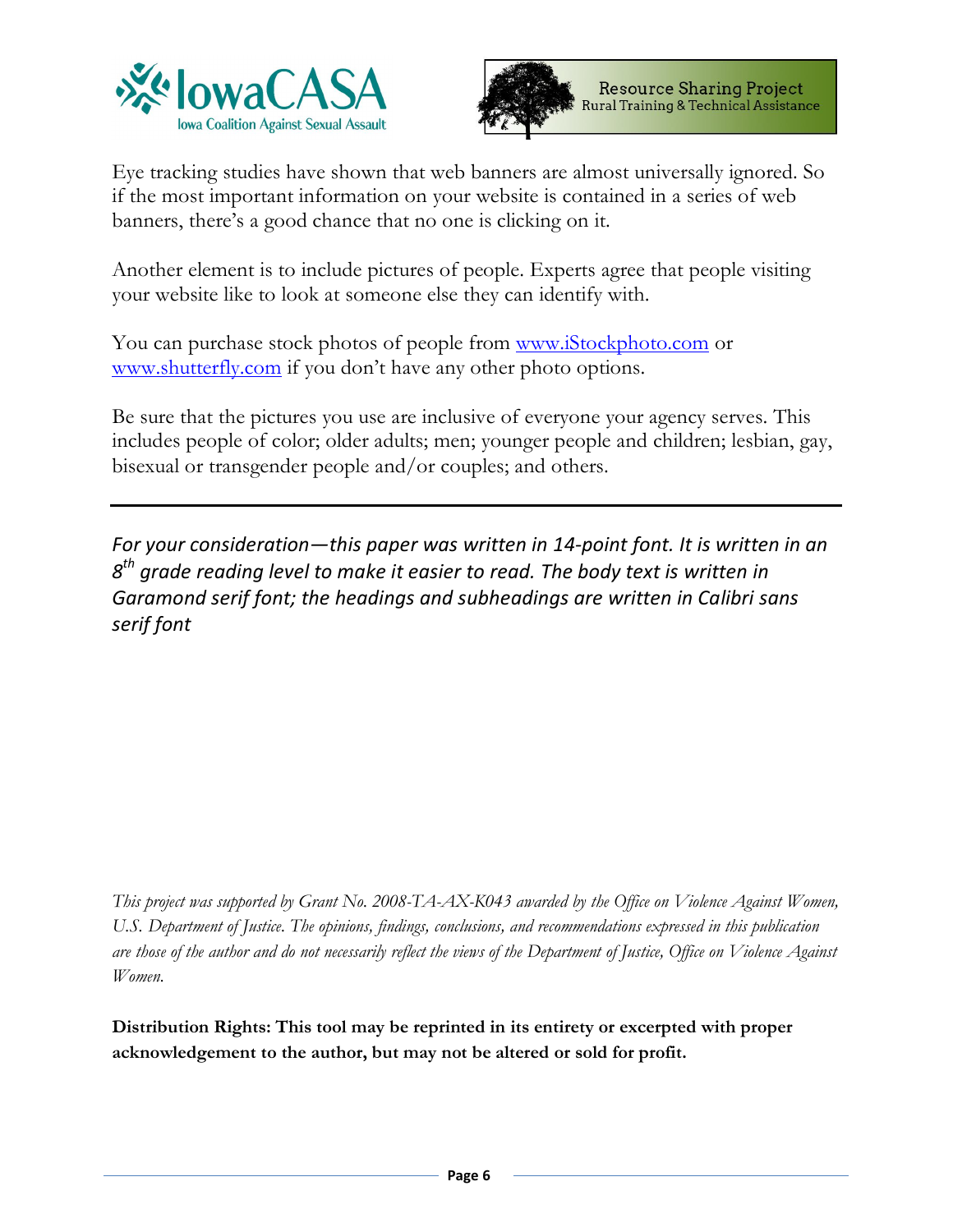Eye tracking studies have shown that web banners are almost universally ignored. So if the most important information on your website is contained in a series of web banners, there's a good chance that no one is clicking on it.

Another element is to include pictures of people. Experts agree that people visiting your website like to look at someone else they can identify with.

You can purchase stock photos of people from [www.iStockphoto.com](http://www.iStockphoto.com) or [www.shutterfly.com](http://www.shutterfly.com) if you don't have any other photo options.

Be sure that the pictures you use are inclusive of everyone your agency serves. This includes people of color; older adults; men; younger people and children; lesbian, gay, bisexual or transgender people and/or couples; and others.

---

*For your consideration—this paper was written in 14-point font. It is written in an 8th grade reading level to make it easier to read. The body text is written in Garamond serif font; the headings and subheadings are written in Calibri sans serif font*

*This project was supported by Grant No. 2008-TA-AX-K043 awarded by the Office on Violence Against Women, U.S. Department of Justice. The opinions, findings, conclusions, and recommendations expressed in this publication are those of the author and do not necessarily reflect the views of the Department of Justice, Office on Violence Against Women.*

**Distribution Rights: This tool may be reprinted in its entirety or excerpted with proper acknowledgement to the author, but may not be altered or sold for profit.**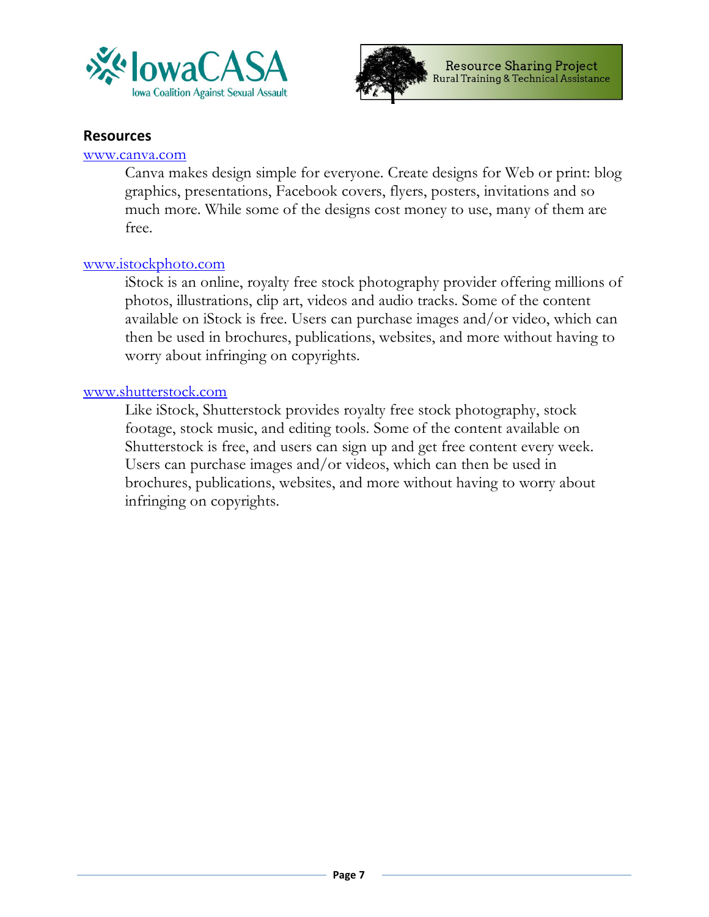## Resources

www.canva.com

Canva makes design simple for everyone. Create designs for Web or print: blog graphics, presentations, Facebook covers, flyers, posters, invitations and so much more. While some of the designs cost money to use, many of them are free.

www.istockphoto.com

iStock is an online, royalty free stock photography provider offering millions of photos, illustrations, clip art, videos and audio tracks. Some of the content available on iStock is free. Users can purchase images and/or video, which can then be used in brochures, publications, websites, and more without having to worry about infringing on copyrights.

www.shutterstock.com

Like iStock, Shutterstock provides royalty free stock photography, stock footage, stock music, and editing tools. Some of the content available on Shutterstock is free, and users can sign up and get free content every week. Users can purchase images and/or videos, which can then be used in brochures, publications, websites, and more without having to worry about infringing on copyrights.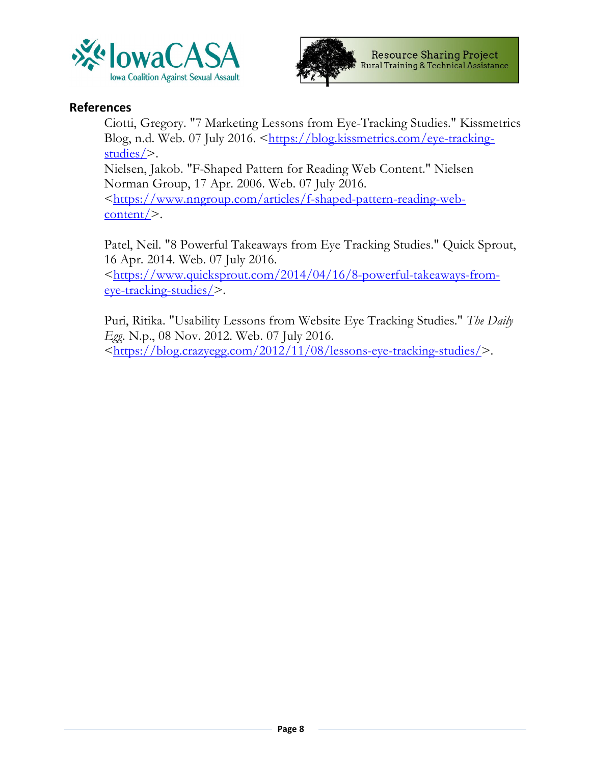## References

Ciotti, Gregory. "7 Marketing Lessons from Eye-Tracking Studies." Kissmetrics Blog, n.d. Web. 07 July 2016. <https://blog.kissmetrics.com/eye-tracking-studies/>.

Nielsen, Jakob. "F-Shaped Pattern for Reading Web Content." Nielsen Norman Group, 17 Apr. 2006. Web. 07 July 2016. <https://www.nngroup.com/articles/f-shaped-pattern-reading-web-content/>.

Patel, Neil. "8 Powerful Takeaways from Eye Tracking Studies." Quick Sprout, 16 Apr. 2014. Web. 07 July 2016. <https://www.quicksprout.com/2014/04/16/8-powerful-takeaways-from-eye-tracking-studies/>.

Puri, Ritika. "Usability Lessons from Website Eye Tracking Studies." *The Daily Egg*. N.p., 08 Nov. 2012. Web. 07 July 2016. <https://blog.crazyegg.com/2012/11/08/lessons-eye-tracking-studies/>.